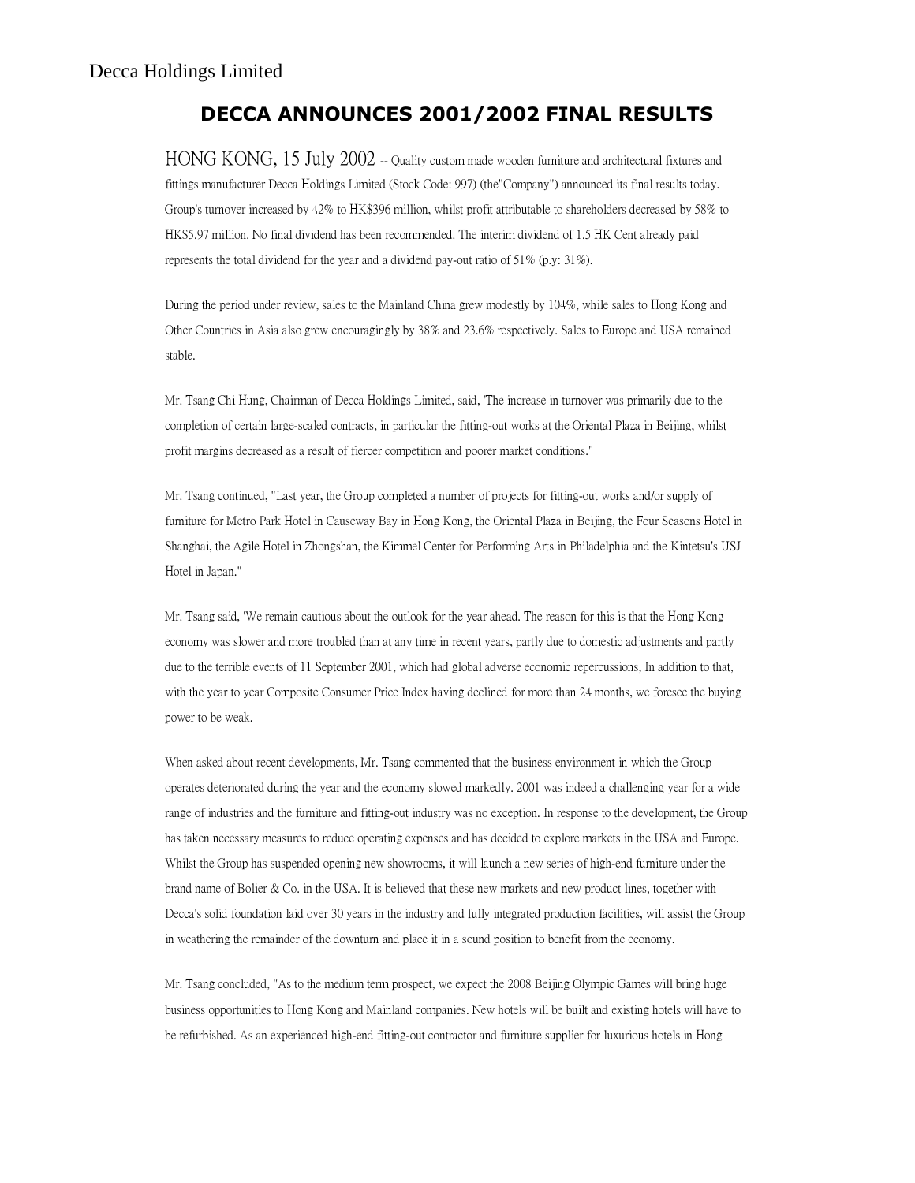Decca Holdings Limited

# DECCA ANNOUNCES 2001/2002 FINAL RESULTS

HONG KONG, 15 July 2002 -- Quality custom made wooden furniture and architectural fixtures and fittings manufacturer Decca Holdings Limited (Stock Code: 997) (the"Company") announced its final results today. Group's turnover increased by 42% to HK$396 million, whilst profit attributable to shareholders decreased by 58% to HK$5.97 million. No final dividend has been recommended. The interim dividend of 1.5 HK Cent already paid represents the total dividend for the year and a dividend pay-out ratio of 51% (p.y: 31%).

During the period under review, sales to the Mainland China grew modestly by 104%, while sales to Hong Kong and Other Countries in Asia also grew encouragingly by 38% and 23.6% respectively. Sales to Europe and USA remained stable.

Mr. Tsang Chi Hung, Chairman of Decca Holdings Limited, said, 'The increase in turnover was primarily due to the completion of certain large-scaled contracts, in particular the fitting-out works at the Oriental Plaza in Beijing, whilst profit margins decreased as a result of fiercer competition and poorer market conditions."

Mr. Tsang continued, "Last year, the Group completed a number of projects for fitting-out works and/or supply of furniture for Metro Park Hotel in Causeway Bay in Hong Kong, the Oriental Plaza in Beijing, the Four Seasons Hotel in Shanghai, the Agile Hotel in Zhongshan, the Kimmel Center for Performing Arts in Philadelphia and the Kintetsu's USJ Hotel in Japan."

Mr. Tsang said, 'We remain cautious about the outlook for the year ahead. The reason for this is that the Hong Kong economy was slower and more troubled than at any time in recent years, partly due to domestic adjustments and partly due to the terrible events of 11 September 2001, which had global adverse economic repercussions, In addition to that, with the year to year Composite Consumer Price Index having declined for more than 24 months, we foresee the buying power to be weak.

When asked about recent developments, Mr. Tsang commented that the business environment in which the Group operates deteriorated during the year and the economy slowed markedly. 2001 was indeed a challenging year for a wide range of industries and the furniture and fitting-out industry was no exception. In response to the development, the Group has taken necessary measures to reduce operating expenses and has decided to explore markets in the USA and Europe. Whilst the Group has suspended opening new showrooms, it will launch a new series of high-end furniture under the brand name of Bolier & Co. in the USA. It is believed that these new markets and new product lines, together with Decca's solid foundation laid over 30 years in the industry and fully integrated production facilities, will assist the Group in weathering the remainder of the downturn and place it in a sound position to benefit from the economy.

Mr. Tsang concluded, "As to the medium term prospect, we expect the 2008 Beijing Olympic Games will bring huge business opportunities to Hong Kong and Mainland companies. New hotels will be built and existing hotels will have to be refurbished. As an experienced high-end fitting-out contractor and furniture supplier for luxurious hotels in Hong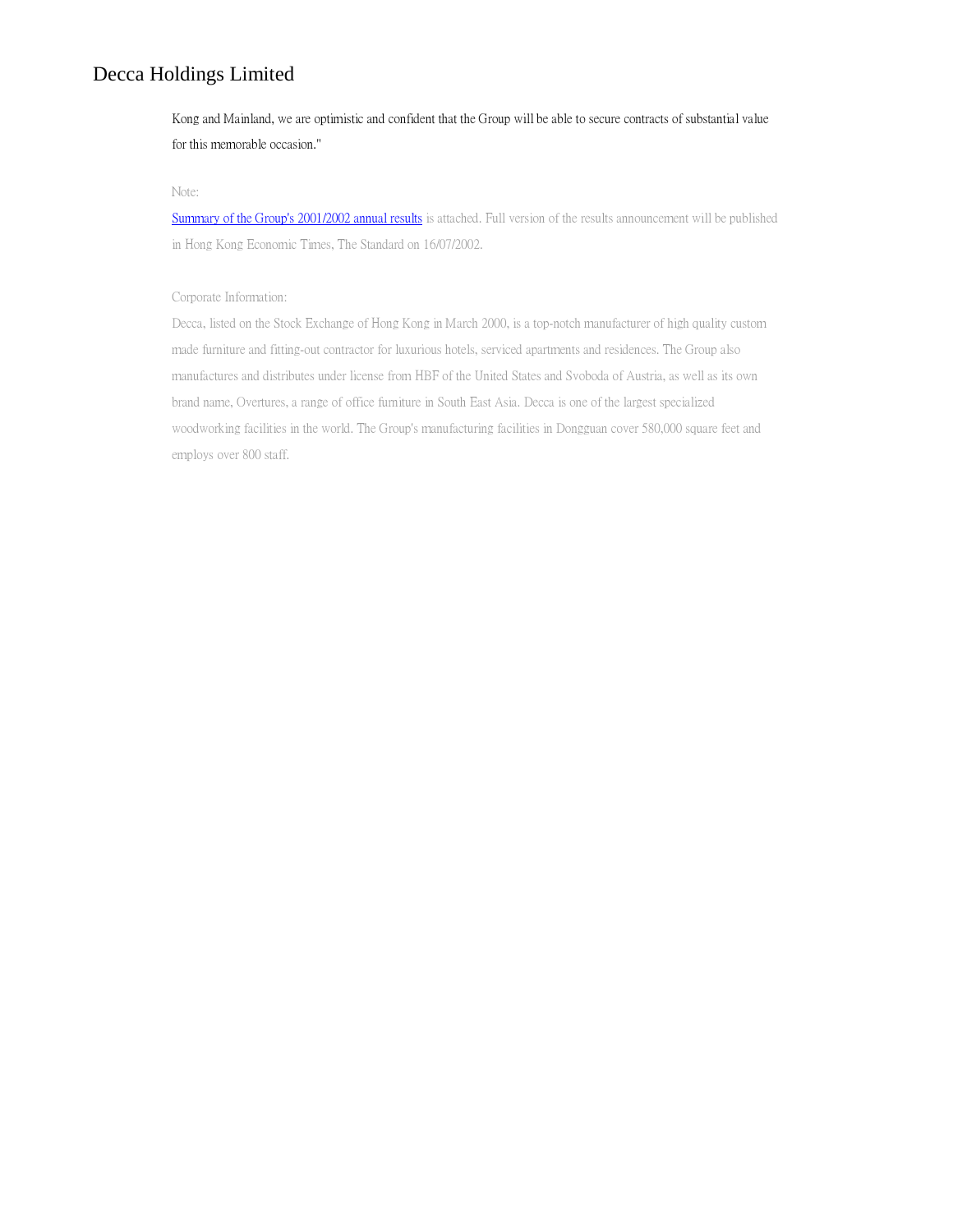Kong and Mainland, we are optimistic and confident that the Group will be able to secure contracts of substantial value for this memorable occasion."

Note:

Summary of the Group's 2001/2002 annual results is attached. Full version of the results announcement will be published in Hong Kong Economic Times, The Standard on 16/07/2002.

Corporate Information:

Decca, listed on the Stock Exchange of Hong Kong in March 2000, is a top-notch manufacturer of high quality custom made furniture and fitting-out contractor for luxurious hotels, serviced apartments and residences. The Group also manufactures and distributes under license from HBF of the United States and Svoboda of Austria, as well as its own brand name, Overtures, a range of office furniture in South East Asia. Decca is one of the largest specialized woodworking facilities in the world. The Group's manufacturing facilities in Dongguan cover 580,000 square feet and employs over 800 staff.